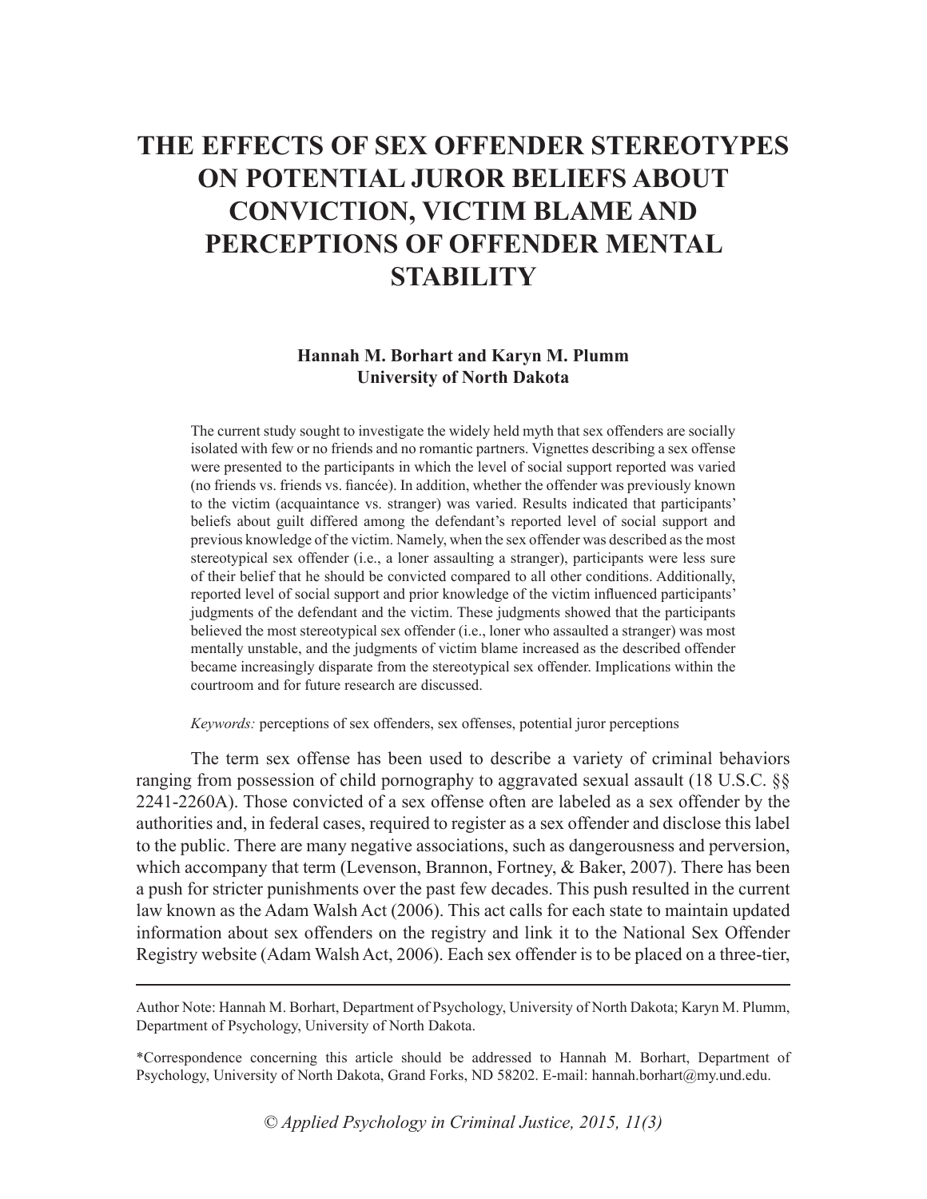# THE EFFECTS OF SEX OFFENDER STEREOTYPES ON POTENTIAL JUROR BELIEFS ABOUT CONVICTION, VICTIM BLAME AND PERCEPTIONS OF OFFENDER MENTAL STABILITY

**Hannah M. Borhart and Karyn M. Plumm**
**University of North Dakota**

The current study sought to investigate the widely held myth that sex offenders are socially isolated with few or no friends and no romantic partners. Vignettes describing a sex offense were presented to the participants in which the level of social support reported was varied (no friends vs. friends vs. fiancée). In addition, whether the offender was previously known to the victim (acquaintance vs. stranger) was varied. Results indicated that participants' beliefs about guilt differed among the defendant's reported level of social support and previous knowledge of the victim. Namely, when the sex offender was described as the most stereotypical sex offender (i.e., a loner assaulting a stranger), participants were less sure of their belief that he should be convicted compared to all other conditions. Additionally, reported level of social support and prior knowledge of the victim influenced participants' judgments of the defendant and the victim. These judgments showed that the participants believed the most stereotypical sex offender (i.e., loner who assaulted a stranger) was most mentally unstable, and the judgments of victim blame increased as the described offender became increasingly disparate from the stereotypical sex offender. Implications within the courtroom and for future research are discussed.

*Keywords:* perceptions of sex offenders, sex offenses, potential juror perceptions

The term sex offense has been used to describe a variety of criminal behaviors ranging from possession of child pornography to aggravated sexual assault (18 U.S.C. §§ 2241-2260A). Those convicted of a sex offense often are labeled as a sex offender by the authorities and, in federal cases, required to register as a sex offender and disclose this label to the public. There are many negative associations, such as dangerousness and perversion, which accompany that term (Levenson, Brannon, Fortney, & Baker, 2007). There has been a push for stricter punishments over the past few decades. This push resulted in the current law known as the Adam Walsh Act (2006). This act calls for each state to maintain updated information about sex offenders on the registry and link it to the National Sex Offender Registry website (Adam Walsh Act, 2006). Each sex offender is to be placed on a three-tier,

---

Author Note: Hannah M. Borhart, Department of Psychology, University of North Dakota; Karyn M. Plumm, Department of Psychology, University of North Dakota.

*Correspondence concerning this article should be addressed to Hannah M. Borhart, Department of Psychology, University of North Dakota, Grand Forks, ND 58202. E-mail: hannah.borhart@my.und.edu.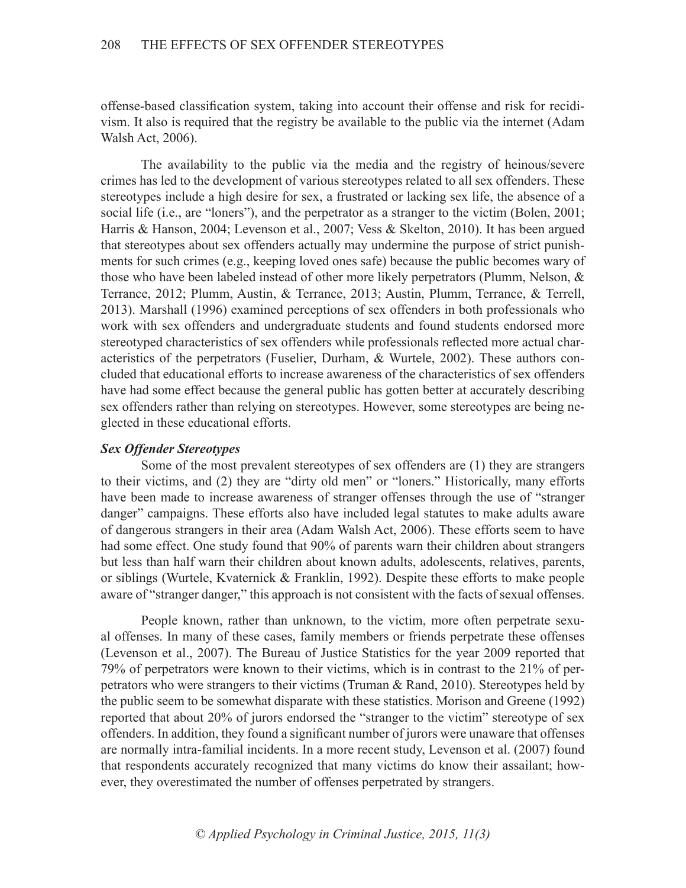offense-based classification system, taking into account their offense and risk for recidivism. It also is required that the registry be available to the public via the internet (Adam Walsh Act, 2006).

The availability to the public via the media and the registry of heinous/severe crimes has led to the development of various stereotypes related to all sex offenders. These stereotypes include a high desire for sex, a frustrated or lacking sex life, the absence of a social life (i.e., are "loners"), and the perpetrator as a stranger to the victim (Bolen, 2001; Harris & Hanson, 2004; Levenson et al., 2007; Vess & Skelton, 2010). It has been argued that stereotypes about sex offenders actually may undermine the purpose of strict punishments for such crimes (e.g., keeping loved ones safe) because the public becomes wary of those who have been labeled instead of other more likely perpetrators (Plumm, Nelson, & Terrance, 2012; Plumm, Austin, & Terrance, 2013; Austin, Plumm, Terrance, & Terrell, 2013). Marshall (1996) examined perceptions of sex offenders in both professionals who work with sex offenders and undergraduate students and found students endorsed more stereotyped characteristics of sex offenders while professionals reflected more actual characteristics of the perpetrators (Fuselier, Durham, & Wurtele, 2002). These authors concluded that educational efforts to increase awareness of the characteristics of sex offenders have had some effect because the general public has gotten better at accurately describing sex offenders rather than relying on stereotypes. However, some stereotypes are being neglected in these educational efforts.

***Sex Offender Stereotypes***

Some of the most prevalent stereotypes of sex offenders are (1) they are strangers to their victims, and (2) they are "dirty old men" or "loners." Historically, many efforts have been made to increase awareness of stranger offenses through the use of "stranger danger" campaigns. These efforts also have included legal statutes to make adults aware of dangerous strangers in their area (Adam Walsh Act, 2006). These efforts seem to have had some effect. One study found that 90% of parents warn their children about strangers but less than half warn their children about known adults, adolescents, relatives, parents, or siblings (Wurtele, Kvaternick & Franklin, 1992). Despite these efforts to make people aware of "stranger danger," this approach is not consistent with the facts of sexual offenses.

People known, rather than unknown, to the victim, more often perpetrate sexual offenses. In many of these cases, family members or friends perpetrate these offenses (Levenson et al., 2007). The Bureau of Justice Statistics for the year 2009 reported that 79% of perpetrators were known to their victims, which is in contrast to the 21% of perpetrators who were strangers to their victims (Truman & Rand, 2010). Stereotypes held by the public seem to be somewhat disparate with these statistics. Morison and Greene (1992) reported that about 20% of jurors endorsed the "stranger to the victim" stereotype of sex offenders. In addition, they found a significant number of jurors were unaware that offenses are normally intra-familial incidents. In a more recent study, Levenson et al. (2007) found that respondents accurately recognized that many victims do know their assailant; however, they overestimated the number of offenses perpetrated by strangers.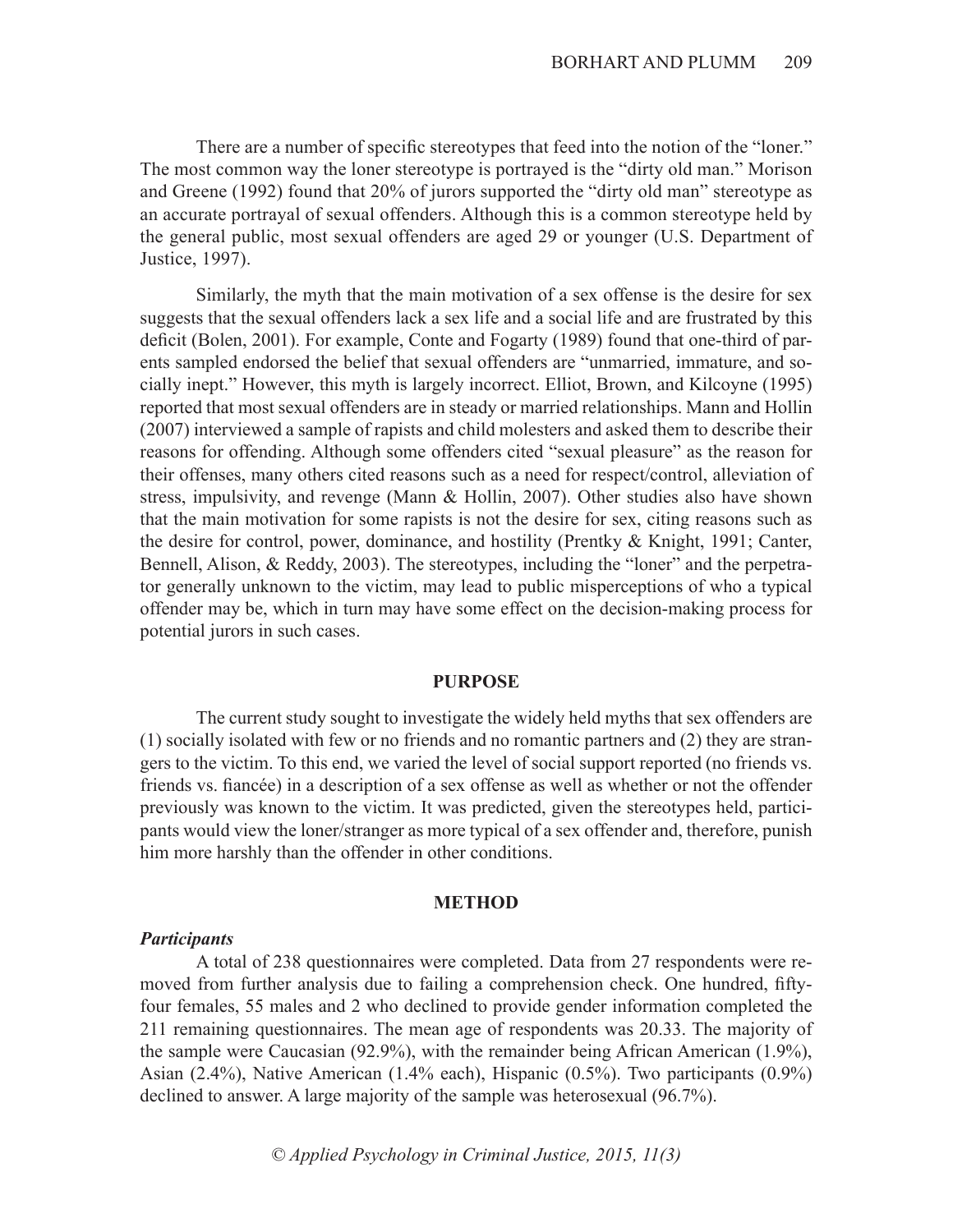There are a number of specific stereotypes that feed into the notion of the "loner." The most common way the loner stereotype is portrayed is the "dirty old man." Morison and Greene (1992) found that 20% of jurors supported the "dirty old man" stereotype as an accurate portrayal of sexual offenders. Although this is a common stereotype held by the general public, most sexual offenders are aged 29 or younger (U.S. Department of Justice, 1997).

Similarly, the myth that the main motivation of a sex offense is the desire for sex suggests that the sexual offenders lack a sex life and a social life and are frustrated by this deficit (Bolen, 2001). For example, Conte and Fogarty (1989) found that one-third of parents sampled endorsed the belief that sexual offenders are "unmarried, immature, and socially inept." However, this myth is largely incorrect. Elliot, Brown, and Kilcoyne (1995) reported that most sexual offenders are in steady or married relationships. Mann and Hollin (2007) interviewed a sample of rapists and child molesters and asked them to describe their reasons for offending. Although some offenders cited "sexual pleasure" as the reason for their offenses, many others cited reasons such as a need for respect/control, alleviation of stress, impulsivity, and revenge (Mann & Hollin, 2007). Other studies also have shown that the main motivation for some rapists is not the desire for sex, citing reasons such as the desire for control, power, dominance, and hostility (Prentky & Knight, 1991; Canter, Bennell, Alison, & Reddy, 2003). The stereotypes, including the "loner" and the perpetrator generally unknown to the victim, may lead to public misperceptions of who a typical offender may be, which in turn may have some effect on the decision-making process for potential jurors in such cases.

## PURPOSE

The current study sought to investigate the widely held myths that sex offenders are (1) socially isolated with few or no friends and no romantic partners and (2) they are strangers to the victim. To this end, we varied the level of social support reported (no friends vs. friends vs. fiancée) in a description of a sex offense as well as whether or not the offender previously was known to the victim. It was predicted, given the stereotypes held, participants would view the loner/stranger as more typical of a sex offender and, therefore, punish him more harshly than the offender in other conditions.

## METHOD

### *Participants*

A total of 238 questionnaires were completed. Data from 27 respondents were removed from further analysis due to failing a comprehension check. One hundred, fifty-four females, 55 males and 2 who declined to provide gender information completed the 211 remaining questionnaires. The mean age of respondents was 20.33. The majority of the sample were Caucasian (92.9%), with the remainder being African American (1.9%), Asian (2.4%), Native American (1.4% each), Hispanic (0.5%). Two participants (0.9%) declined to answer. A large majority of the sample was heterosexual (96.7%).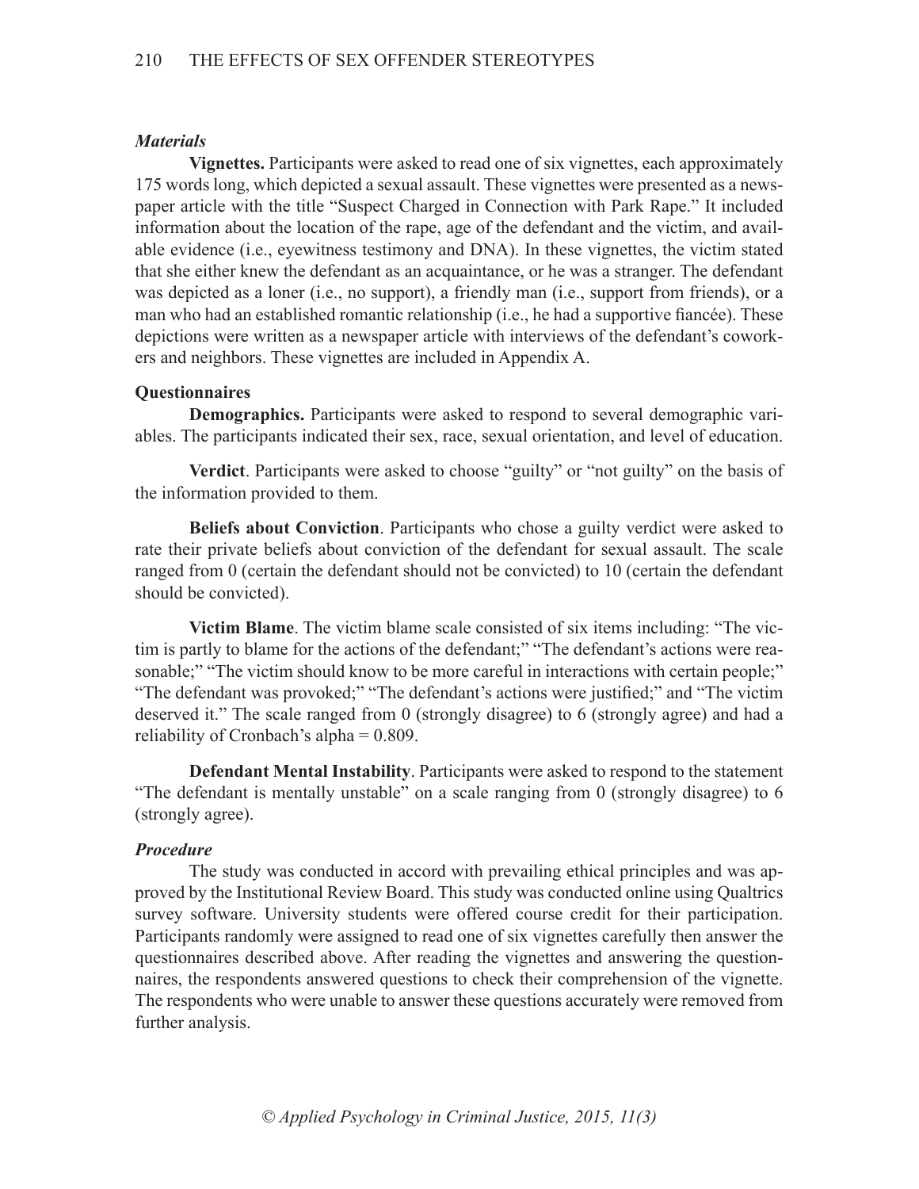### *Materials*

**Vignettes.** Participants were asked to read one of six vignettes, each approximately 175 words long, which depicted a sexual assault. These vignettes were presented as a newspaper article with the title "Suspect Charged in Connection with Park Rape." It included information about the location of the rape, age of the defendant and the victim, and available evidence (i.e., eyewitness testimony and DNA). In these vignettes, the victim stated that she either knew the defendant as an acquaintance, or he was a stranger. The defendant was depicted as a loner (i.e., no support), a friendly man (i.e., support from friends), or a man who had an established romantic relationship (i.e., he had a supportive fiancée). These depictions were written as a newspaper article with interviews of the defendant's coworkers and neighbors. These vignettes are included in Appendix A.

### Questionnaires

**Demographics.** Participants were asked to respond to several demographic variables. The participants indicated their sex, race, sexual orientation, and level of education.

**Verdict**. Participants were asked to choose "guilty" or "not guilty" on the basis of the information provided to them.

**Beliefs about Conviction**. Participants who chose a guilty verdict were asked to rate their private beliefs about conviction of the defendant for sexual assault. The scale ranged from 0 (certain the defendant should not be convicted) to 10 (certain the defendant should be convicted).

**Victim Blame**. The victim blame scale consisted of six items including: "The victim is partly to blame for the actions of the defendant;" "The defendant's actions were reasonable;" "The victim should know to be more careful in interactions with certain people;" "The defendant was provoked;" "The defendant's actions were justified;" and "The victim deserved it." The scale ranged from 0 (strongly disagree) to 6 (strongly agree) and had a reliability of Cronbach's alpha = 0.809.

**Defendant Mental Instability**. Participants were asked to respond to the statement "The defendant is mentally unstable" on a scale ranging from 0 (strongly disagree) to 6 (strongly agree).

### *Procedure*

The study was conducted in accord with prevailing ethical principles and was approved by the Institutional Review Board. This study was conducted online using Qualtrics survey software. University students were offered course credit for their participation. Participants randomly were assigned to read one of six vignettes carefully then answer the questionnaires described above. After reading the vignettes and answering the questionnaires, the respondents answered questions to check their comprehension of the vignette. The respondents who were unable to answer these questions accurately were removed from further analysis.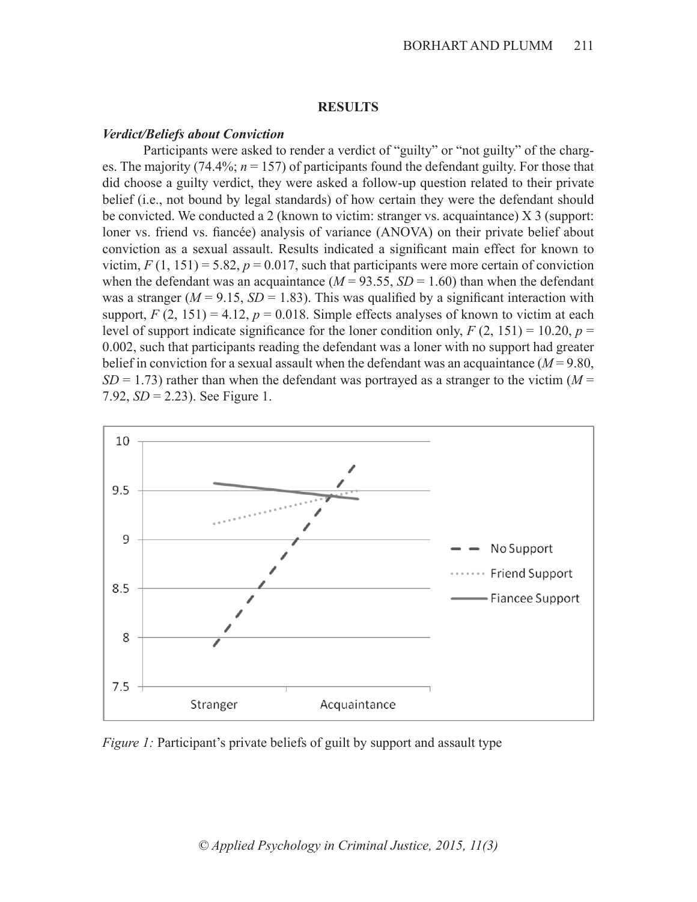## RESULTS

### *Verdict/Beliefs about Conviction*

Participants were asked to render a verdict of "guilty" or "not guilty" of the charges. The majority (74.4%; $n = 157$) of participants found the defendant guilty. For those that did choose a guilty verdict, they were asked a follow-up question related to their private belief (i.e., not bound by legal standards) of how certain they were the defendant should be convicted. We conducted a 2 (known to victim: stranger vs. acquaintance) X 3 (support: loner vs. friend vs. fiancée) analysis of variance (ANOVA) on their private belief about conviction as a sexual assault. Results indicated a significant main effect for known to victim, $F(1, 151) = 5.82$, $p = 0.017$, such that participants were more certain of conviction when the defendant was an acquaintance ($M = 93.55$, $SD = 1.60$) than when the defendant was a stranger ($M = 9.15$, $SD = 1.83$). This was qualified by a significant interaction with support, $F(2, 151) = 4.12$, $p = 0.018$. Simple effects analyses of known to victim at each level of support indicate significance for the loner condition only, $F(2, 151) = 10.20$, $p = 0.002$, such that participants reading the defendant was a loner with no support had greater belief in conviction for a sexual assault when the defendant was an acquaintance ($M = 9.80$, $SD = 1.73$) rather than when the defendant was portrayed as a stranger to the victim ($M = 7.92$, $SD = 2.23$). See Figure 1.

*Figure 1:* Participant's private beliefs of guilt by support and assault type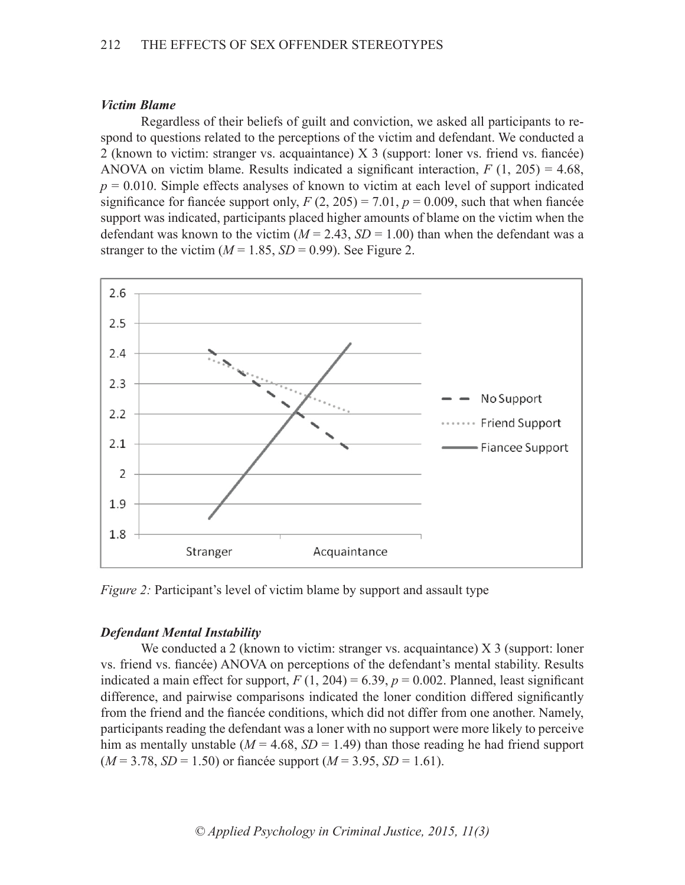### *Victim Blame*

Regardless of their beliefs of guilt and conviction, we asked all participants to respond to questions related to the perceptions of the victim and defendant. We conducted a 2 (known to victim: stranger vs. acquaintance) X 3 (support: loner vs. friend vs. fiancée) ANOVA on victim blame. Results indicated a significant interaction, $F(1, 205) = 4.68$, $p = 0.010$. Simple effects analyses of known to victim at each level of support indicated significance for fiancée support only, $F(2, 205) = 7.01$, $p = 0.009$, such that when fiancée support was indicated, participants placed higher amounts of blame on the victim when the defendant was known to the victim ($M = 2.43$, $SD = 1.00$) than when the defendant was a stranger to the victim ($M = 1.85$, $SD = 0.99$). See Figure 2.

*Figure 2:* Participant's level of victim blame by support and assault type

### *Defendant Mental Instability*

We conducted a 2 (known to victim: stranger vs. acquaintance) X 3 (support: loner vs. friend vs. fiancée) ANOVA on perceptions of the defendant's mental stability. Results indicated a main effect for support, $F(1, 204) = 6.39$, $p = 0.002$. Planned, least significant difference, and pairwise comparisons indicated the loner condition differed significantly from the friend and the fiancée conditions, which did not differ from one another. Namely, participants reading the defendant was a loner with no support were more likely to perceive him as mentally unstable ($M = 4.68$, $SD = 1.49$) than those reading he had friend support ($M = 3.78$, $SD = 1.50$) or fiancée support ($M = 3.95$, $SD = 1.61$).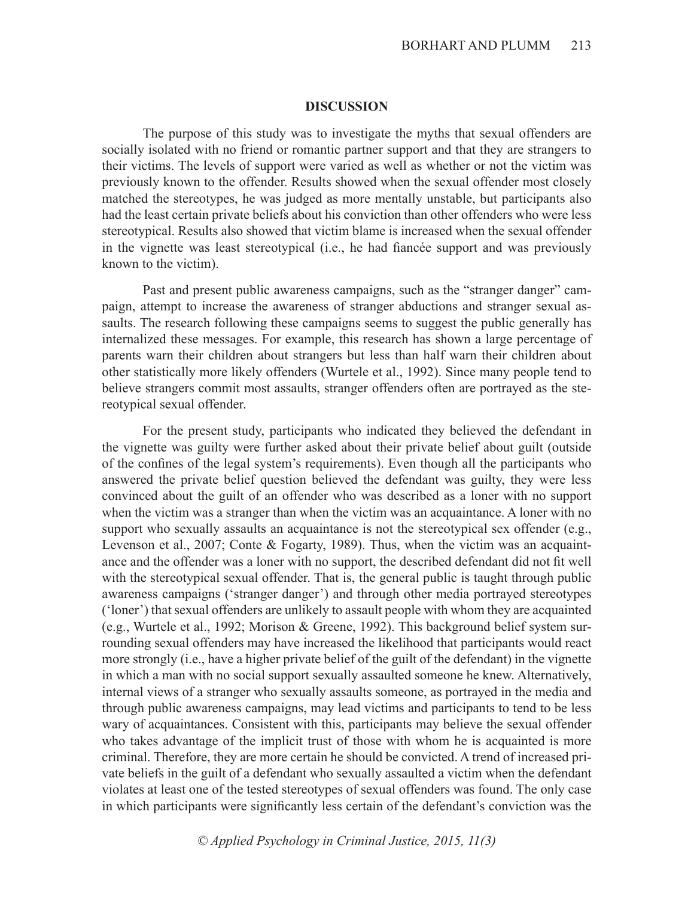## DISCUSSION

The purpose of this study was to investigate the myths that sexual offenders are socially isolated with no friend or romantic partner support and that they are strangers to their victims. The levels of support were varied as well as whether or not the victim was previously known to the offender. Results showed when the sexual offender most closely matched the stereotypes, he was judged as more mentally unstable, but participants also had the least certain private beliefs about his conviction than other offenders who were less stereotypical. Results also showed that victim blame is increased when the sexual offender in the vignette was least stereotypical (i.e., he had fiancée support and was previously known to the victim).

Past and present public awareness campaigns, such as the "stranger danger" campaign, attempt to increase the awareness of stranger abductions and stranger sexual assaults. The research following these campaigns seems to suggest the public generally has internalized these messages. For example, this research has shown a large percentage of parents warn their children about strangers but less than half warn their children about other statistically more likely offenders (Wurtele et al., 1992). Since many people tend to believe strangers commit most assaults, stranger offenders often are portrayed as the stereotypical sexual offender.

For the present study, participants who indicated they believed the defendant in the vignette was guilty were further asked about their private belief about guilt (outside of the confines of the legal system's requirements). Even though all the participants who answered the private belief question believed the defendant was guilty, they were less convinced about the guilt of an offender who was described as a loner with no support when the victim was a stranger than when the victim was an acquaintance. A loner with no support who sexually assaults an acquaintance is not the stereotypical sex offender (e.g., Levenson et al., 2007; Conte & Fogarty, 1989). Thus, when the victim was an acquaintance and the offender was a loner with no support, the described defendant did not fit well with the stereotypical sexual offender. That is, the general public is taught through public awareness campaigns ('stranger danger') and through other media portrayed stereotypes ('loner') that sexual offenders are unlikely to assault people with whom they are acquainted (e.g., Wurtele et al., 1992; Morison & Greene, 1992). This background belief system surrounding sexual offenders may have increased the likelihood that participants would react more strongly (i.e., have a higher private belief of the guilt of the defendant) in the vignette in which a man with no social support sexually assaulted someone he knew. Alternatively, internal views of a stranger who sexually assaults someone, as portrayed in the media and through public awareness campaigns, may lead victims and participants to tend to be less wary of acquaintances. Consistent with this, participants may believe the sexual offender who takes advantage of the implicit trust of those with whom he is acquainted is more criminal. Therefore, they are more certain he should be convicted. A trend of increased private beliefs in the guilt of a defendant who sexually assaulted a victim when the defendant violates at least one of the tested stereotypes of sexual offenders was found. The only case in which participants were significantly less certain of the defendant's conviction was the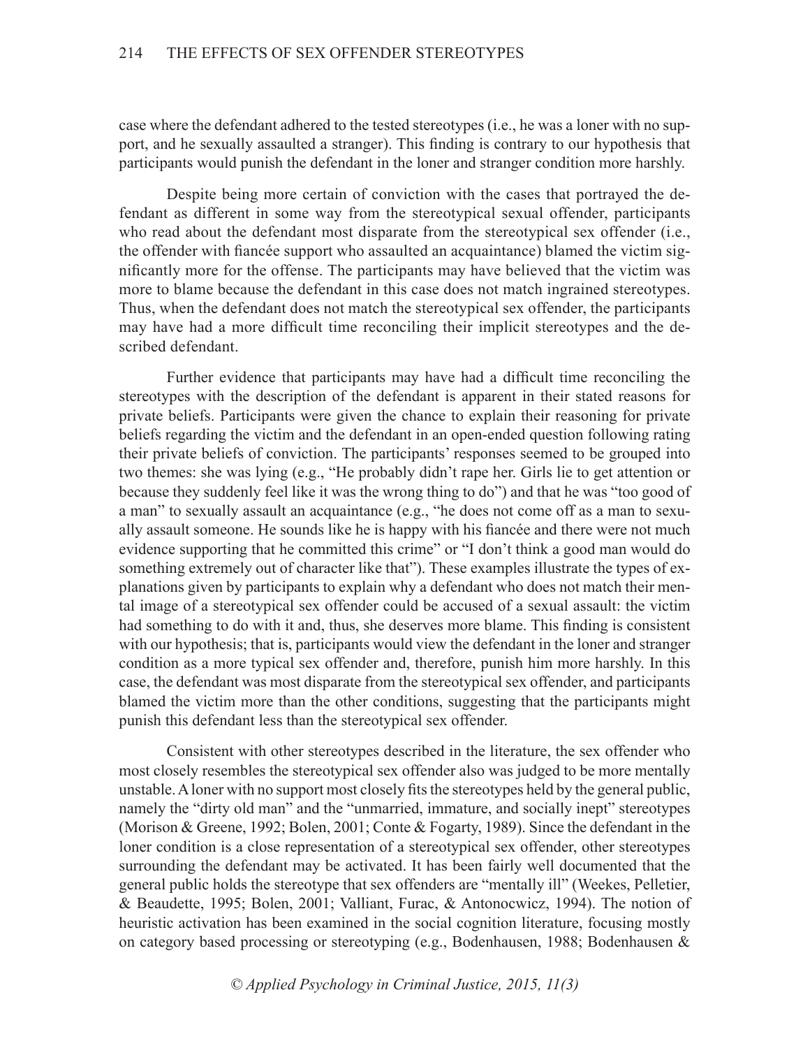case where the defendant adhered to the tested stereotypes (i.e., he was a loner with no support, and he sexually assaulted a stranger). This finding is contrary to our hypothesis that participants would punish the defendant in the loner and stranger condition more harshly.

Despite being more certain of conviction with the cases that portrayed the defendant as different in some way from the stereotypical sexual offender, participants who read about the defendant most disparate from the stereotypical sex offender (i.e., the offender with fiancée support who assaulted an acquaintance) blamed the victim significantly more for the offense. The participants may have believed that the victim was more to blame because the defendant in this case does not match ingrained stereotypes. Thus, when the defendant does not match the stereotypical sex offender, the participants may have had a more difficult time reconciling their implicit stereotypes and the described defendant.

Further evidence that participants may have had a difficult time reconciling the stereotypes with the description of the defendant is apparent in their stated reasons for private beliefs. Participants were given the chance to explain their reasoning for private beliefs regarding the victim and the defendant in an open-ended question following rating their private beliefs of conviction. The participants' responses seemed to be grouped into two themes: she was lying (e.g., "He probably didn't rape her. Girls lie to get attention or because they suddenly feel like it was the wrong thing to do") and that he was "too good of a man" to sexually assault an acquaintance (e.g., "he does not come off as a man to sexually assault someone. He sounds like he is happy with his fiancée and there were not much evidence supporting that he committed this crime" or "I don't think a good man would do something extremely out of character like that"). These examples illustrate the types of explanations given by participants to explain why a defendant who does not match their mental image of a stereotypical sex offender could be accused of a sexual assault: the victim had something to do with it and, thus, she deserves more blame. This finding is consistent with our hypothesis; that is, participants would view the defendant in the loner and stranger condition as a more typical sex offender and, therefore, punish him more harshly. In this case, the defendant was most disparate from the stereotypical sex offender, and participants blamed the victim more than the other conditions, suggesting that the participants might punish this defendant less than the stereotypical sex offender.

Consistent with other stereotypes described in the literature, the sex offender who most closely resembles the stereotypical sex offender also was judged to be more mentally unstable. A loner with no support most closely fits the stereotypes held by the general public, namely the "dirty old man" and the "unmarried, immature, and socially inept" stereotypes (Morison & Greene, 1992; Bolen, 2001; Conte & Fogarty, 1989). Since the defendant in the loner condition is a close representation of a stereotypical sex offender, other stereotypes surrounding the defendant may be activated. It has been fairly well documented that the general public holds the stereotype that sex offenders are "mentally ill" (Weekes, Pelletier, & Beaudette, 1995; Bolen, 2001; Valliant, Furac, & Antonocwicz, 1994). The notion of heuristic activation has been examined in the social cognition literature, focusing mostly on category based processing or stereotyping (e.g., Bodenhausen, 1988; Bodenhausen &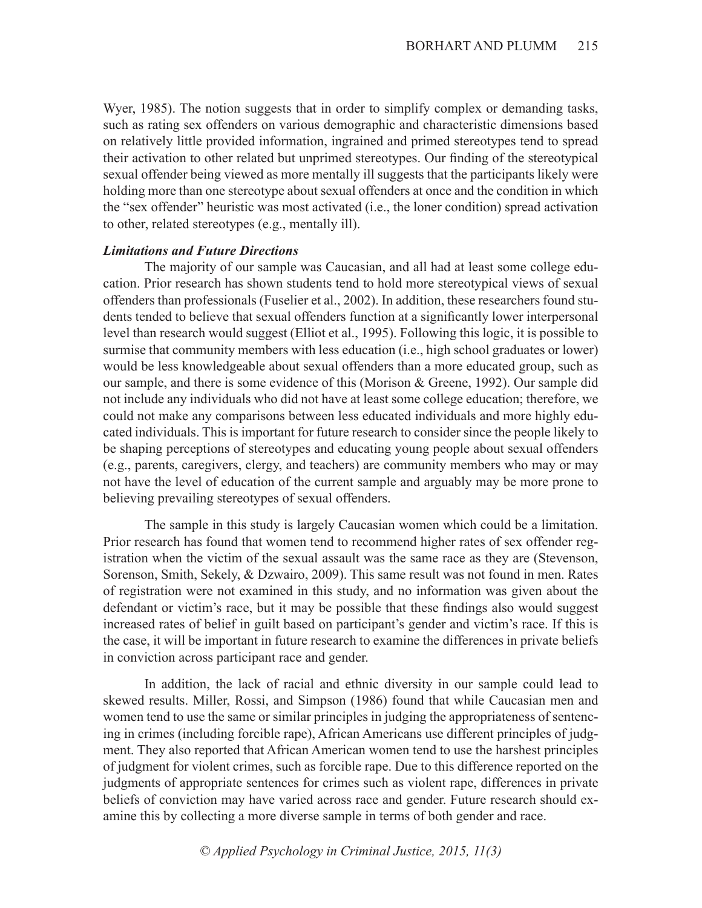Wyer, 1985). The notion suggests that in order to simplify complex or demanding tasks, such as rating sex offenders on various demographic and characteristic dimensions based on relatively little provided information, ingrained and primed stereotypes tend to spread their activation to other related but unprimed stereotypes. Our finding of the stereotypical sexual offender being viewed as more mentally ill suggests that the participants likely were holding more than one stereotype about sexual offenders at once and the condition in which the "sex offender" heuristic was most activated (i.e., the loner condition) spread activation to other, related stereotypes (e.g., mentally ill).

### *Limitations and Future Directions*

The majority of our sample was Caucasian, and all had at least some college education. Prior research has shown students tend to hold more stereotypical views of sexual offenders than professionals (Fuselier et al., 2002). In addition, these researchers found students tended to believe that sexual offenders function at a significantly lower interpersonal level than research would suggest (Elliot et al., 1995). Following this logic, it is possible to surmise that community members with less education (i.e., high school graduates or lower) would be less knowledgeable about sexual offenders than a more educated group, such as our sample, and there is some evidence of this (Morison & Greene, 1992). Our sample did not include any individuals who did not have at least some college education; therefore, we could not make any comparisons between less educated individuals and more highly educated individuals. This is important for future research to consider since the people likely to be shaping perceptions of stereotypes and educating young people about sexual offenders (e.g., parents, caregivers, clergy, and teachers) are community members who may or may not have the level of education of the current sample and arguably may be more prone to believing prevailing stereotypes of sexual offenders.

The sample in this study is largely Caucasian women which could be a limitation. Prior research has found that women tend to recommend higher rates of sex offender registration when the victim of the sexual assault was the same race as they are (Stevenson, Sorenson, Smith, Sekely, & Dzwairo, 2009). This same result was not found in men. Rates of registration were not examined in this study, and no information was given about the defendant or victim's race, but it may be possible that these findings also would suggest increased rates of belief in guilt based on participant's gender and victim's race. If this is the case, it will be important in future research to examine the differences in private beliefs in conviction across participant race and gender.

In addition, the lack of racial and ethnic diversity in our sample could lead to skewed results. Miller, Rossi, and Simpson (1986) found that while Caucasian men and women tend to use the same or similar principles in judging the appropriateness of sentencing in crimes (including forcible rape), African Americans use different principles of judgment. They also reported that African American women tend to use the harshest principles of judgment for violent crimes, such as forcible rape. Due to this difference reported on the judgments of appropriate sentences for crimes such as violent rape, differences in private beliefs of conviction may have varied across race and gender. Future research should examine this by collecting a more diverse sample in terms of both gender and race.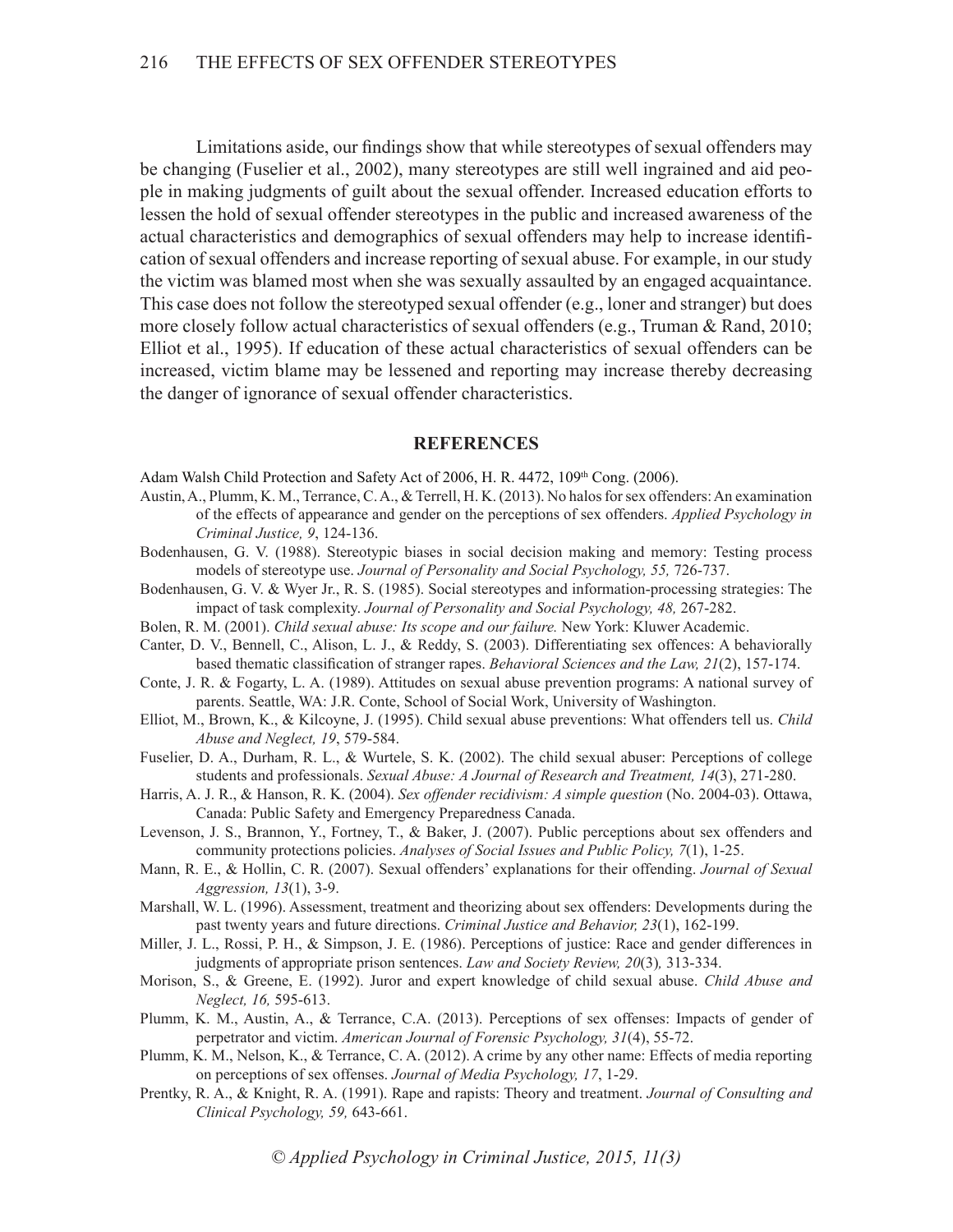Limitations aside, our findings show that while stereotypes of sexual offenders may be changing (Fuselier et al., 2002), many stereotypes are still well ingrained and aid people in making judgments of guilt about the sexual offender. Increased education efforts to lessen the hold of sexual offender stereotypes in the public and increased awareness of the actual characteristics and demographics of sexual offenders may help to increase identification of sexual offenders and increase reporting of sexual abuse. For example, in our study the victim was blamed most when she was sexually assaulted by an engaged acquaintance. This case does not follow the stereotyped sexual offender (e.g., loner and stranger) but does more closely follow actual characteristics of sexual offenders (e.g., Truman & Rand, 2010; Elliot et al., 1995). If education of these actual characteristics of sexual offenders can be increased, victim blame may be lessened and reporting may increase thereby decreasing the danger of ignorance of sexual offender characteristics.

## REFERENCES

Adam Walsh Child Protection and Safety Act of 2006, H. R. 4472, 109th Cong. (2006).

Austin, A., Plumm, K. M., Terrance, C. A., & Terrell, H. K. (2013). No halos for sex offenders: An examination of the effects of appearance and gender on the perceptions of sex offenders. *Applied Psychology in Criminal Justice, 9*, 124-136.

Bodenhausen, G. V. (1988). Stereotypic biases in social decision making and memory: Testing process models of stereotype use. *Journal of Personality and Social Psychology, 55,* 726-737.

Bodenhausen, G. V. & Wyer Jr., R. S. (1985). Social stereotypes and information-processing strategies: The impact of task complexity. *Journal of Personality and Social Psychology, 48,* 267-282.

Bolen, R. M. (2001). *Child sexual abuse: Its scope and our failure.* New York: Kluwer Academic.

Canter, D. V., Bennell, C., Alison, L. J., & Reddy, S. (2003). Differentiating sex offences: A behaviorally based thematic classification of stranger rapes. *Behavioral Sciences and the Law, 21*(2), 157-174.

Conte, J. R. & Fogarty, L. A. (1989). Attitudes on sexual abuse prevention programs: A national survey of parents. Seattle, WA: J.R. Conte, School of Social Work, University of Washington.

Elliot, M., Brown, K., & Kilcoyne, J. (1995). Child sexual abuse preventions: What offenders tell us. *Child Abuse and Neglect, 19*, 579-584.

Fuselier, D. A., Durham, R. L., & Wurtele, S. K. (2002). The child sexual abuser: Perceptions of college students and professionals. *Sexual Abuse: A Journal of Research and Treatment, 14*(3), 271-280.

Harris, A. J. R., & Hanson, R. K. (2004). *Sex offender recidivism: A simple question* (No. 2004-03). Ottawa, Canada: Public Safety and Emergency Preparedness Canada.

Levenson, J. S., Brannon, Y., Fortney, T., & Baker, J. (2007). Public perceptions about sex offenders and community protections policies. *Analyses of Social Issues and Public Policy, 7*(1), 1-25.

Mann, R. E., & Hollin, C. R. (2007). Sexual offenders' explanations for their offending. *Journal of Sexual Aggression, 13*(1), 3-9.

Marshall, W. L. (1996). Assessment, treatment and theorizing about sex offenders: Developments during the past twenty years and future directions. *Criminal Justice and Behavior, 23*(1), 162-199.

Miller, J. L., Rossi, P. H., & Simpson, J. E. (1986). Perceptions of justice: Race and gender differences in judgments of appropriate prison sentences. *Law and Society Review, 20*(3)*,* 313-334.

Morison, S., & Greene, E. (1992). Juror and expert knowledge of child sexual abuse. *Child Abuse and Neglect, 16,* 595-613.

Plumm, K. M., Austin, A., & Terrance, C.A. (2013). Perceptions of sex offenses: Impacts of gender of perpetrator and victim. *American Journal of Forensic Psychology, 31*(4), 55-72.

Plumm, K. M., Nelson, K., & Terrance, C. A. (2012). A crime by any other name: Effects of media reporting on perceptions of sex offenses. *Journal of Media Psychology, 17*, 1-29.

Prentky, R. A., & Knight, R. A. (1991). Rape and rapists: Theory and treatment. *Journal of Consulting and Clinical Psychology, 59,* 643-661.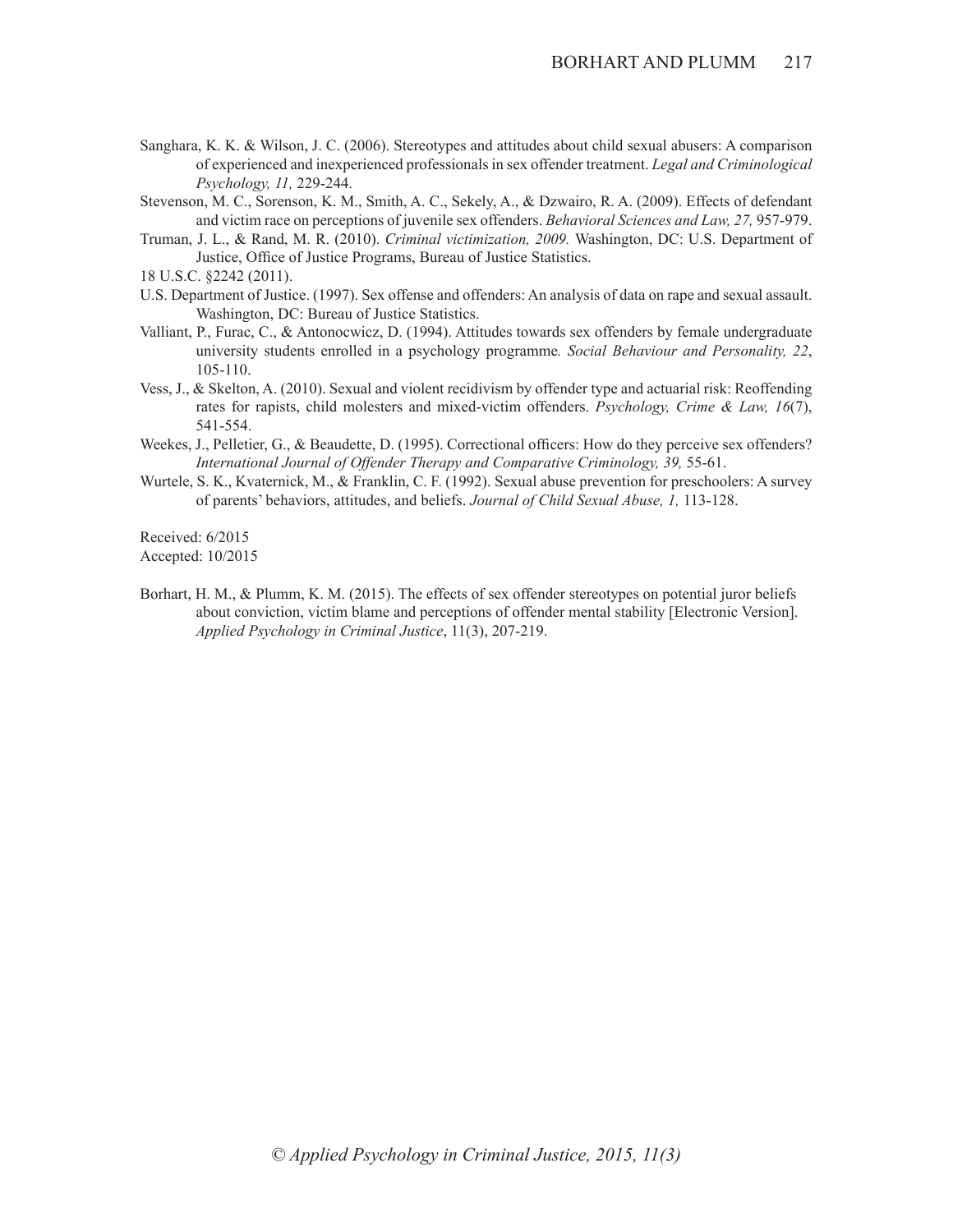Sanghara, K. K. & Wilson, J. C. (2006). Stereotypes and attitudes about child sexual abusers: A comparison of experienced and inexperienced professionals in sex offender treatment. *Legal and Criminological Psychology, 11,* 229-244.

Stevenson, M. C., Sorenson, K. M., Smith, A. C., Sekely, A., & Dzwairo, R. A. (2009). Effects of defendant and victim race on perceptions of juvenile sex offenders. *Behavioral Sciences and Law, 27,* 957-979.

Truman, J. L., & Rand, M. R. (2010). *Criminal victimization, 2009.* Washington, DC: U.S. Department of Justice, Office of Justice Programs, Bureau of Justice Statistics.

18 U.S.C. §2242 (2011).

U.S. Department of Justice. (1997). Sex offense and offenders: An analysis of data on rape and sexual assault. Washington, DC: Bureau of Justice Statistics.

Valliant, P., Furac, C., & Antonocwicz, D. (1994). Attitudes towards sex offenders by female undergraduate university students enrolled in a psychology programme*. Social Behaviour and Personality, 22*, 105-110.

Vess, J., & Skelton, A. (2010). Sexual and violent recidivism by offender type and actuarial risk: Reoffending rates for rapists, child molesters and mixed-victim offenders. *Psychology, Crime & Law, 16*(7), 541-554.

Weekes, J., Pelletier, G., & Beaudette, D. (1995). Correctional officers: How do they perceive sex offenders? *International Journal of Offender Therapy and Comparative Criminology, 39,* 55-61.

Wurtele, S. K., Kvaternick, M., & Franklin, C. F. (1992). Sexual abuse prevention for preschoolers: A survey of parents' behaviors, attitudes, and beliefs. *Journal of Child Sexual Abuse, 1,* 113-128.

Received: 6/2015
Accepted: 10/2015

Borhart, H. M., & Plumm, K. M. (2015). The effects of sex offender stereotypes on potential juror beliefs about conviction, victim blame and perceptions of offender mental stability [Electronic Version]. *Applied Psychology in Criminal Justice*, 11(3), 207-219.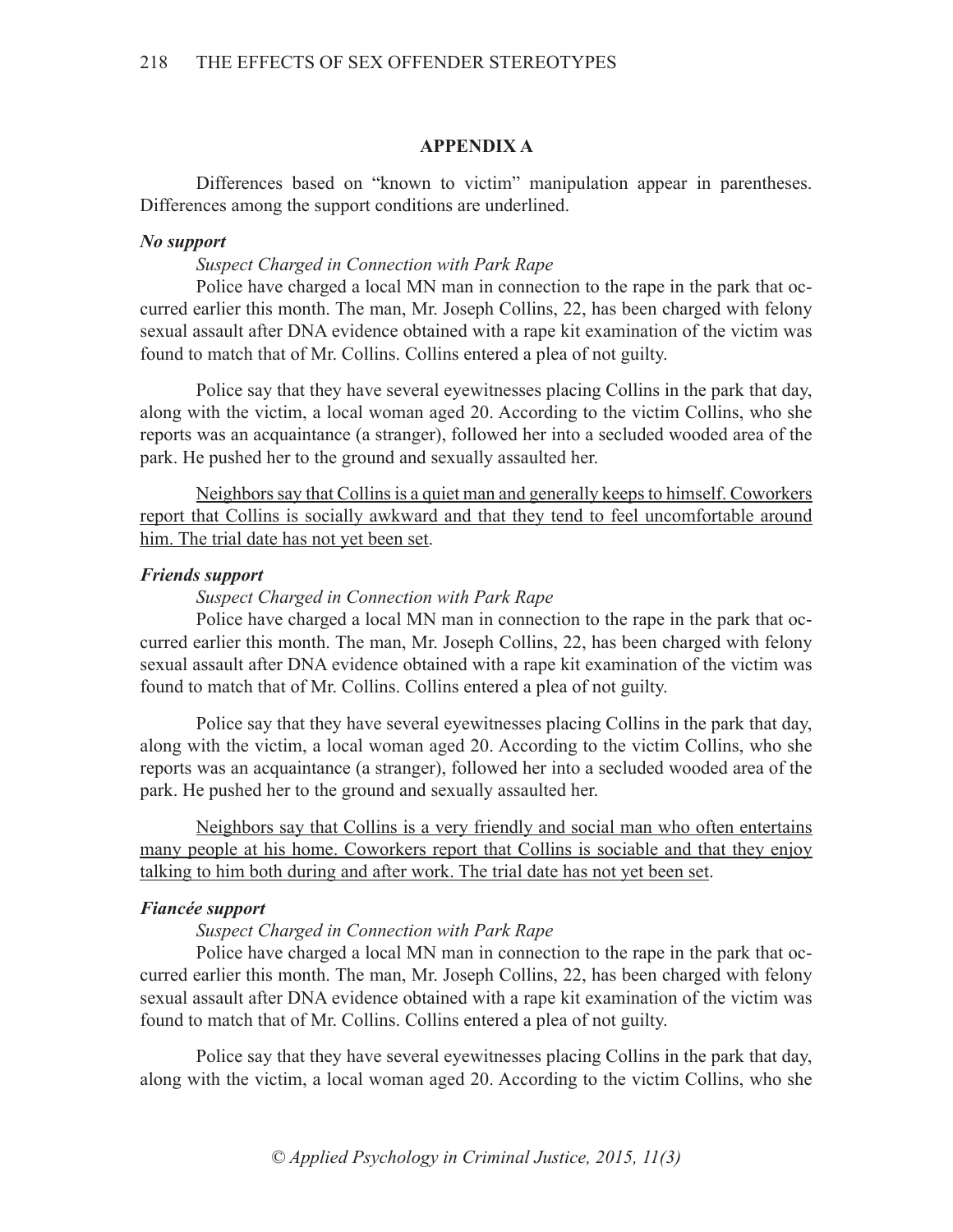## APPENDIX A

Differences based on "known to victim" manipulation appear in parentheses. Differences among the support conditions are underlined.

***No support***

*Suspect Charged in Connection with Park Rape*

Police have charged a local MN man in connection to the rape in the park that occurred earlier this month. The man, Mr. Joseph Collins, 22, has been charged with felony sexual assault after DNA evidence obtained with a rape kit examination of the victim was found to match that of Mr. Collins. Collins entered a plea of not guilty.

Police say that they have several eyewitnesses placing Collins in the park that day, along with the victim, a local woman aged 20. According to the victim Collins, who she reports was an acquaintance (a stranger), followed her into a secluded wooded area of the park. He pushed her to the ground and sexually assaulted her.

<u>Neighbors say that Collins is a quiet man and generally keeps to himself. Coworkers report that Collins is socially awkward and that they tend to feel uncomfortable around him. The trial date has not yet been set</u>.

***Friends support***

*Suspect Charged in Connection with Park Rape*

Police have charged a local MN man in connection to the rape in the park that occurred earlier this month. The man, Mr. Joseph Collins, 22, has been charged with felony sexual assault after DNA evidence obtained with a rape kit examination of the victim was found to match that of Mr. Collins. Collins entered a plea of not guilty.

Police say that they have several eyewitnesses placing Collins in the park that day, along with the victim, a local woman aged 20. According to the victim Collins, who she reports was an acquaintance (a stranger), followed her into a secluded wooded area of the park. He pushed her to the ground and sexually assaulted her.

<u>Neighbors say that Collins is a very friendly and social man who often entertains many people at his home. Coworkers report that Collins is sociable and that they enjoy talking to him both during and after work. The trial date has not yet been set</u>.

***Fiancée support***

*Suspect Charged in Connection with Park Rape*

Police have charged a local MN man in connection to the rape in the park that occurred earlier this month. The man, Mr. Joseph Collins, 22, has been charged with felony sexual assault after DNA evidence obtained with a rape kit examination of the victim was found to match that of Mr. Collins. Collins entered a plea of not guilty.

Police say that they have several eyewitnesses placing Collins in the park that day, along with the victim, a local woman aged 20. According to the victim Collins, who she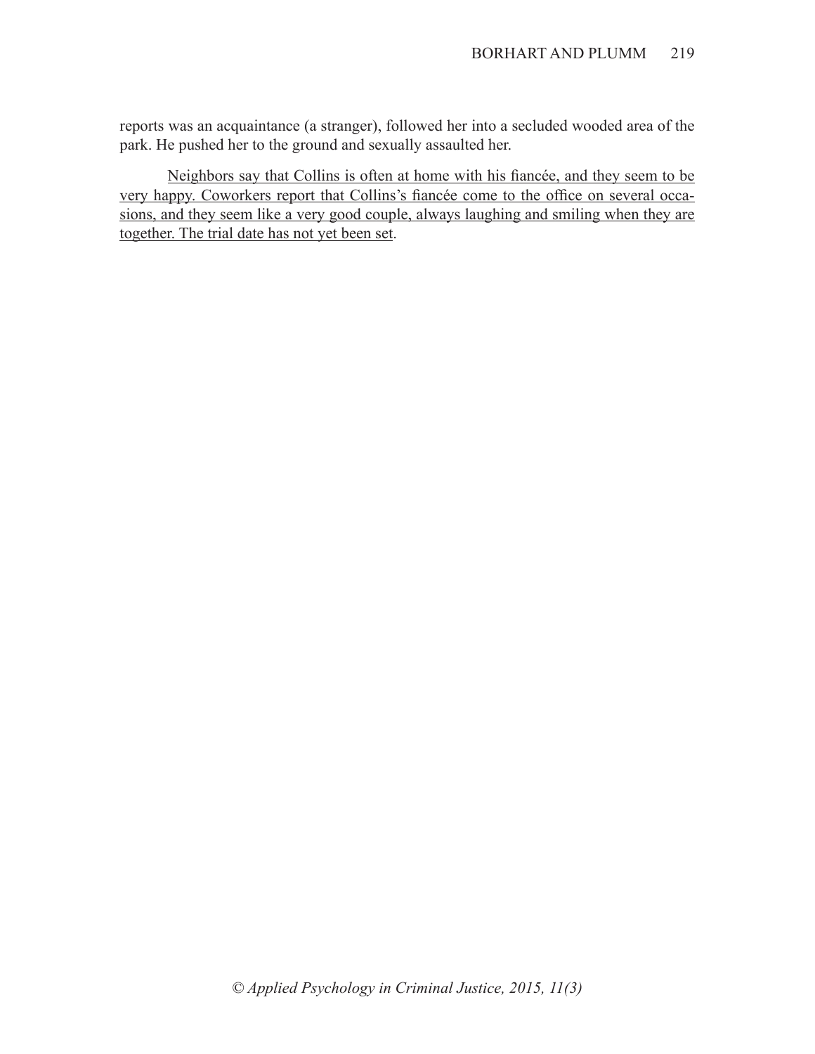reports was an acquaintance (a stranger), followed her into a secluded wooded area of the park. He pushed her to the ground and sexually assaulted her.

<u>Neighbors say that Collins is often at home with his fiancée, and they seem to be very happy. Coworkers report that Collins's fiancée come to the office on several occasions, and they seem like a very good couple, always laughing and smiling when they are together. The trial date has not yet been set</u>.